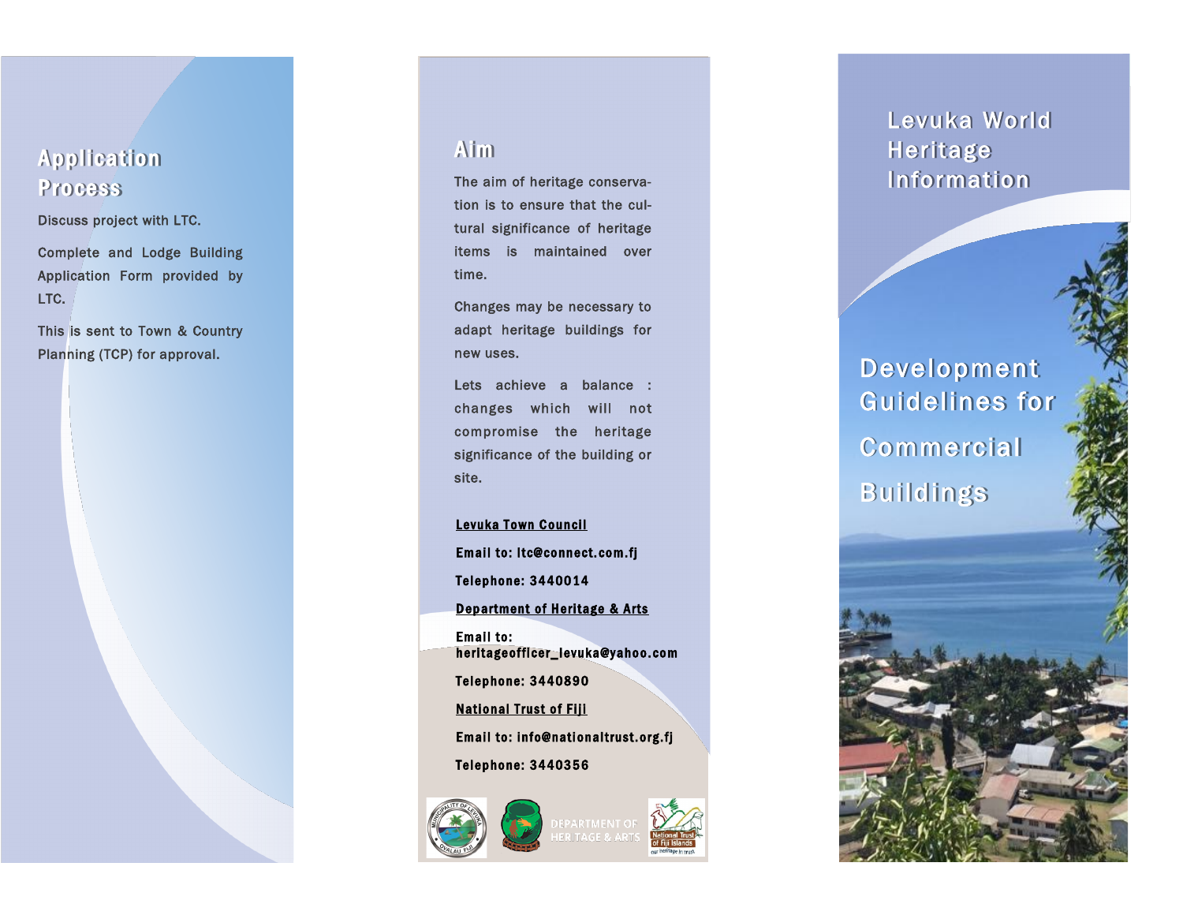# Levuka World Heritage Information

## Development Guidelines for Commercial Buildings

## Application Process

Discuss project with LTC.

Complete and Lodge Building Application Form provided by LTC.

This is sent to Town & Country Planning (TCP) for approval.

## Aim

The aim of heritage conservation is to ensure that the cultural significance of heritage items is maintained over time.

Changes may be necessary to adapt heritage buildings for new uses.

Lets achieve a balance : changes which will not compromise the heritage significance of the building or site.

**Levuka Town Council**

**Email to: ltc@connect.com.fj**

**Telephone: 3440014**

**Department of Heritage & Arts**

**Email to: heritageofficer_levuka@yahoo.com**

**Telephone: 3440890**

**National Trust of Fiji**

**Email to: info@nationaltrust.org.fj**

**Telephone: 3440356**

DEPARTMENT OF HERITAGE & ARTS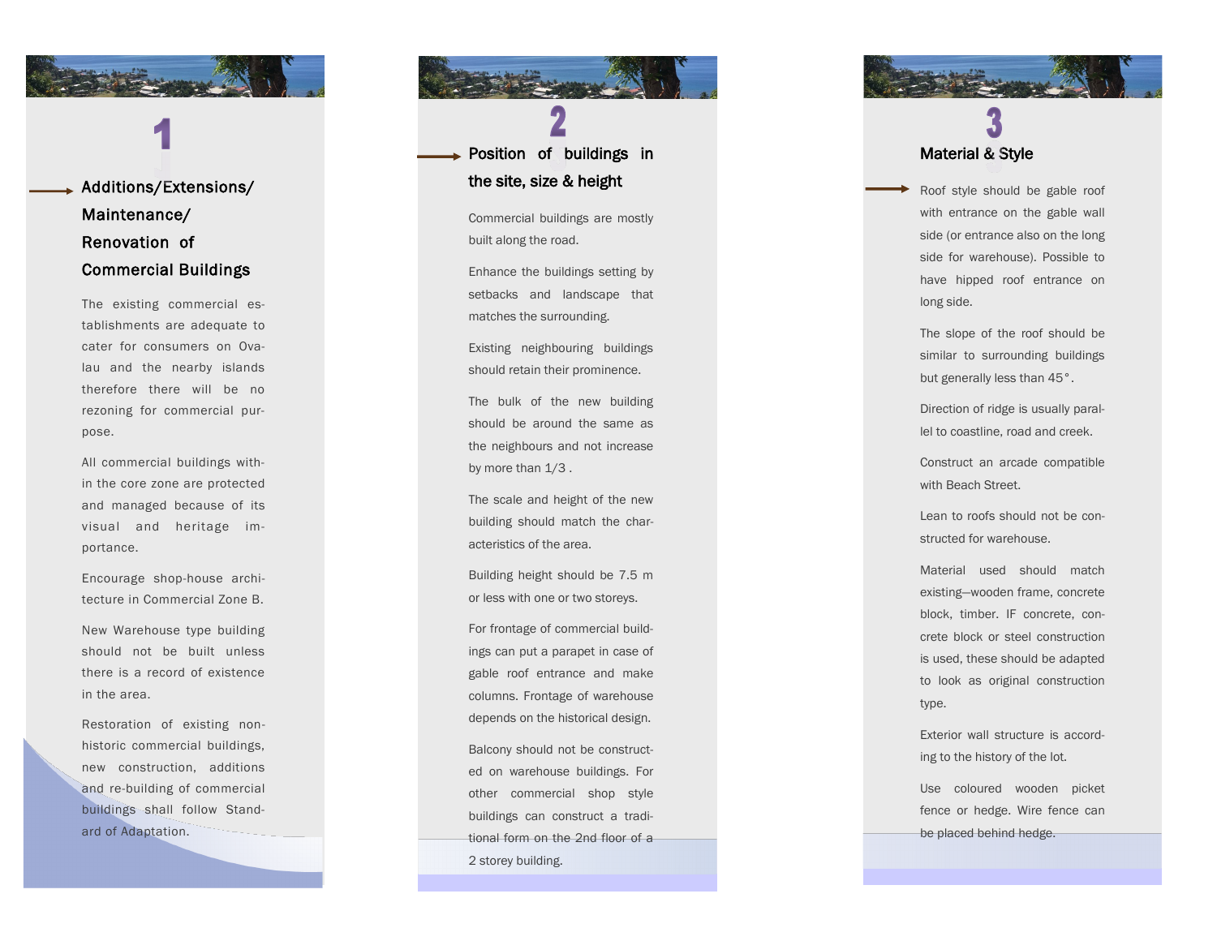## 1

## Additions/Extensions/ Maintenance/ Renovation of Commercial Buildings

The existing commercial establishments are adequate to cater for consumers on Ovalau and the nearby islands therefore there will be no rezoning for commercial purpose.

All commercial buildings within the core zone are protected and managed because of its visual and heritage importance.

Encourage shop-house architecture in Commercial Zone B.

New Warehouse type building should not be built unless there is a record of existence in the area.

Restoration of existing non-historic commercial buildings, new construction, additions and re-building of commercial buildings shall follow Standard of Adaptation.

## 2

## Position of buildings in the site, size & height

Commercial buildings are mostly built along the road.

Enhance the buildings setting by setbacks and landscape that matches the surrounding.

Existing neighbouring buildings should retain their prominence.

The bulk of the new building should be around the same as the neighbours and not increase by more than 1/3 .

The scale and height of the new building should match the characteristics of the area.

Building height should be 7.5 m or less with one or two storeys.

For frontage of commercial buildings can put a parapet in case of gable roof entrance and make columns. Frontage of warehouse depends on the historical design.

Balcony should not be constructed on warehouse buildings. For other commercial shop style buildings can construct a traditional form on the 2nd floor of a 2 storey building.

## 3

## Material & Style

Roof style should be gable roof with entrance on the gable wall side (or entrance also on the long side for warehouse). Possible to have hipped roof entrance on long side.

The slope of the roof should be similar to surrounding buildings but generally less than 45°.

Direction of ridge is usually parallel to coastline, road and creek.

Construct an arcade compatible with Beach Street.

Lean to roofs should not be constructed for warehouse.

Material used should match existing—wooden frame, concrete block, timber. IF concrete, concrete block or steel construction is used, these should be adapted to look as original construction type.

Exterior wall structure is according to the history of the lot.

Use coloured wooden picket fence or hedge. Wire fence can be placed behind hedge.